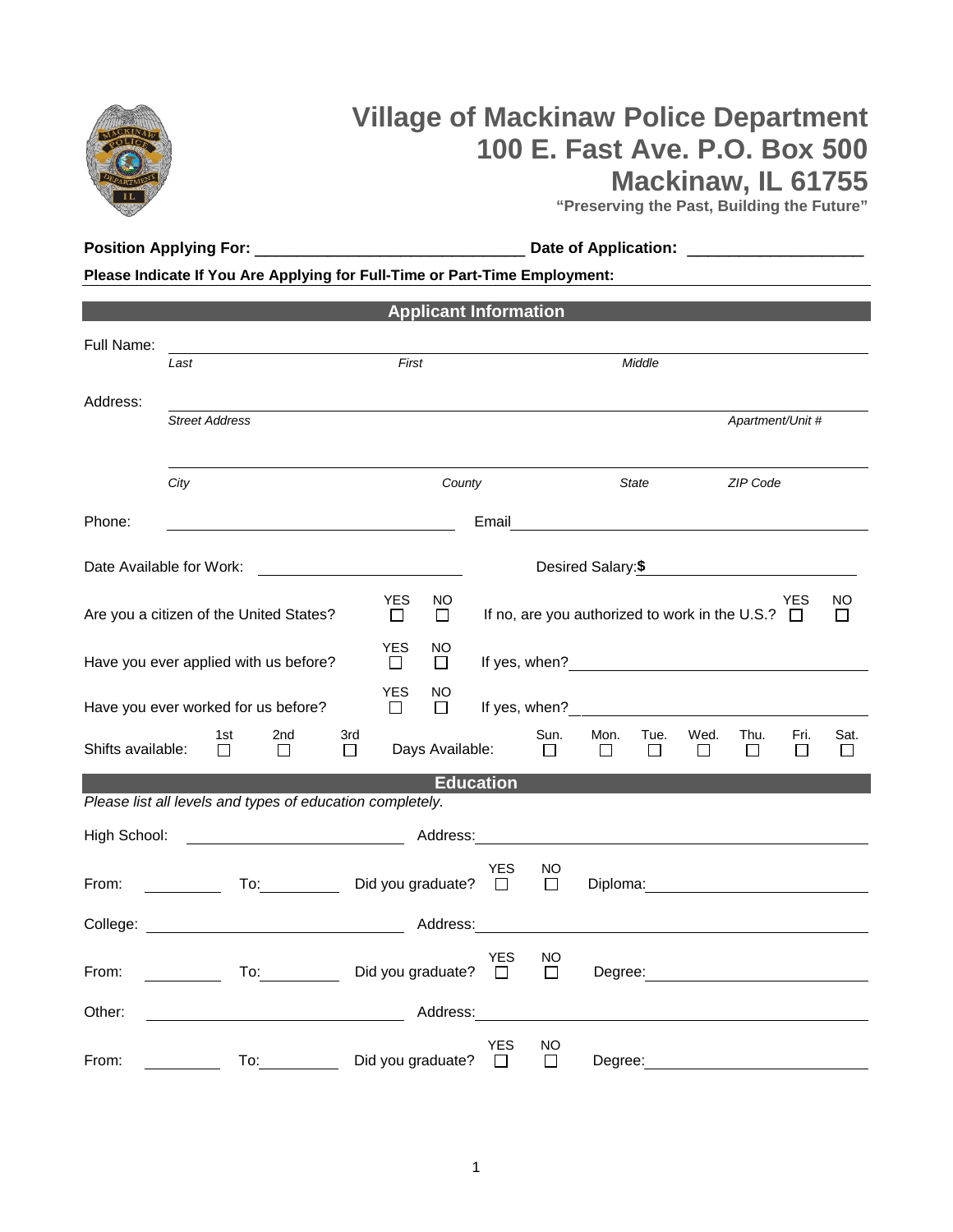# Village of Mackinaw Police Department
# 100 E. Fast Ave. P.O. Box 500
# Mackinaw, IL 61755

**"Preserving the Past, Building the Future"**

**Position Applying For:** ______________________________ **Date of Application:** ____________________

**Please Indicate If You Are Applying for Full-Time or Part-Time Employment:** ____________________

## Applicant Information

Full Name: ________________________________________________

*Last* *First* *Middle*

Address: ________________________________________________

*Street Address* *Apartment/Unit #*

________________________________________________

*City* *County* *State* *ZIP Code*

Phone: ____________________ Email ____________________

Date Available for Work: ____________________ Desired Salary:**$** ____________________

Are you a citizen of the United States? YES ☐ NO ☐ If no, are you authorized to work in the U.S.? YES ☐ NO ☐

Have you ever applied with us before? YES ☐ NO ☐ If yes, when? ____________________

Have you ever worked for us before? YES ☐ NO ☐ If yes, when? ____________________

Shifts available: 1st ☐ 2nd ☐ 3rd ☐ Days Available: Sun. ☐ Mon. ☐ Tue. ☐ Wed. ☐ Thu. ☐ Fri. ☐ Sat. ☐

## Education

*Please list all levels and types of education completely.*

High School: ____________________ Address: ____________________

From: __________ To: __________ Did you graduate? YES ☐ NO ☐ Diploma: ____________________

College: ____________________ Address: ____________________

From: __________ To: __________ Did you graduate? YES ☐ NO ☐ Degree: ____________________

Other: ____________________ Address: ____________________

From: __________ To: __________ Did you graduate? YES ☐ NO ☐ Degree: ____________________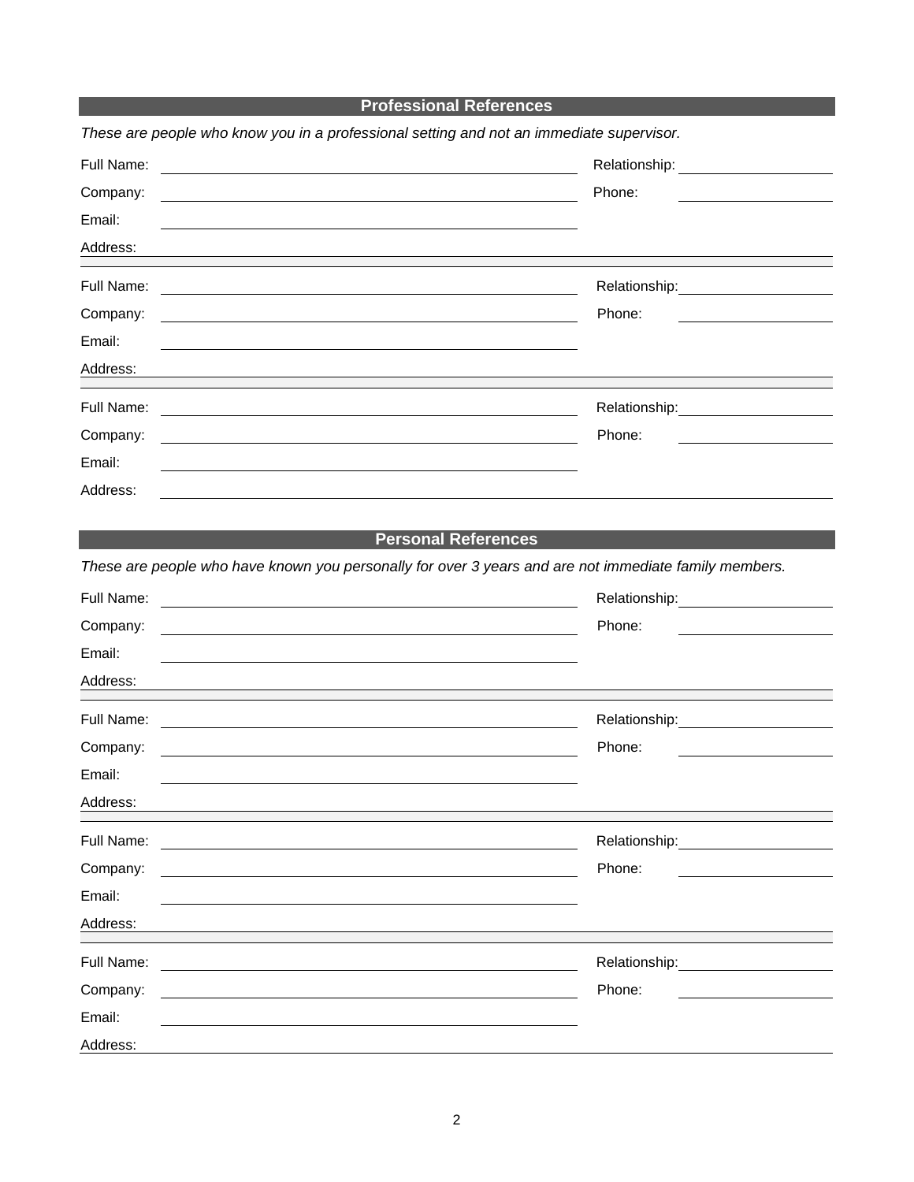## Professional References

*These are people who know you in a professional setting and not an immediate supervisor.*

Full Name: ______________________________ Relationship: ____________

Company: ______________________________ Phone: ____________

Email: ______________________________

Address: ______________________________

---

Full Name: ______________________________ Relationship: ____________

Company: ______________________________ Phone: ____________

Email: ______________________________

Address: ______________________________

---

Full Name: ______________________________ Relationship: ____________

Company: ______________________________ Phone: ____________

Email: ______________________________

Address: ______________________________

## Personal References

*These are people who have known you personally for over 3 years and are not immediate family members.*

Full Name: ______________________________ Relationship: ____________

Company: ______________________________ Phone: ____________

Email: ______________________________

Address: ______________________________

---

Full Name: ______________________________ Relationship: ____________

Company: ______________________________ Phone: ____________

Email: ______________________________

Address: ______________________________

---

Full Name: ______________________________ Relationship: ____________

Company: ______________________________ Phone: ____________

Email: ______________________________

Address: ______________________________

---

Full Name: ______________________________ Relationship: ____________

Company: ______________________________ Phone: ____________

Email: ______________________________

Address: ______________________________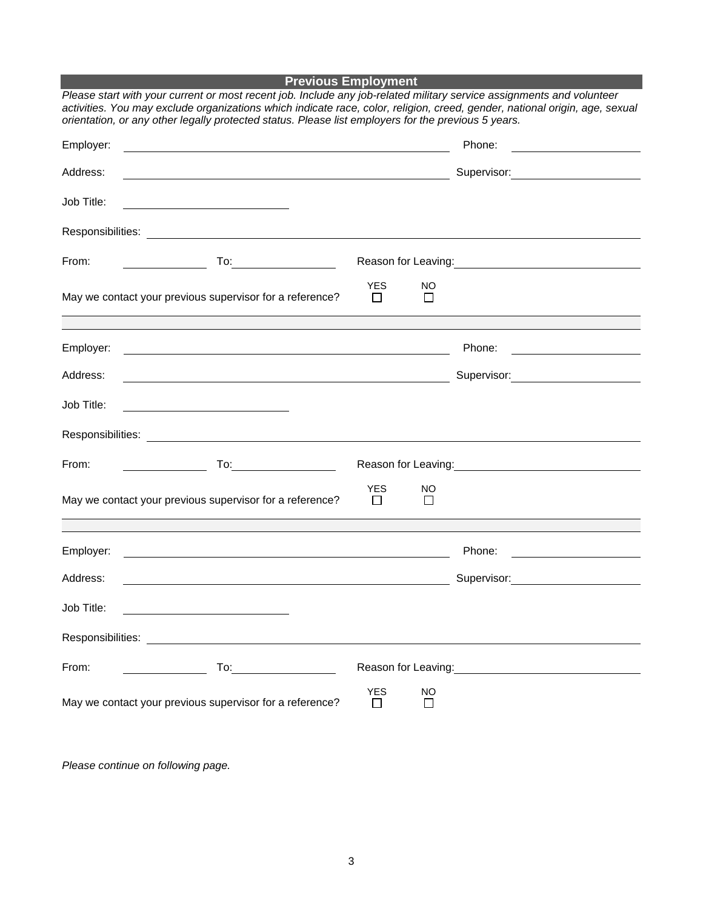## Previous Employment

*Please start with your current or most recent job. Include any job-related military service assignments and volunteer activities. You may exclude organizations which indicate race, color, religion, creed, gender, national origin, age, sexual orientation, or any other legally protected status. Please list employers for the previous 5 years.*

Employer: ______________________________ Phone: ______________

Address: ______________________________ Supervisor: ______________

Job Title: ______________

Responsibilities: ______________________________

From: __________ To: __________ Reason for Leaving: ______________

May we contact your previous supervisor for a reference? YES ☐ NO ☐

---

Employer: ______________________________ Phone: ______________

Address: ______________________________ Supervisor: ______________

Job Title: ______________

Responsibilities: ______________________________

From: __________ To: __________ Reason for Leaving: ______________

May we contact your previous supervisor for a reference? YES ☐ NO ☐

---

Employer: ______________________________ Phone: ______________

Address: ______________________________ Supervisor: ______________

Job Title: ______________

Responsibilities: ______________________________

From: __________ To: __________ Reason for Leaving: ______________

May we contact your previous supervisor for a reference? YES ☐ NO ☐

*Please continue on following page.*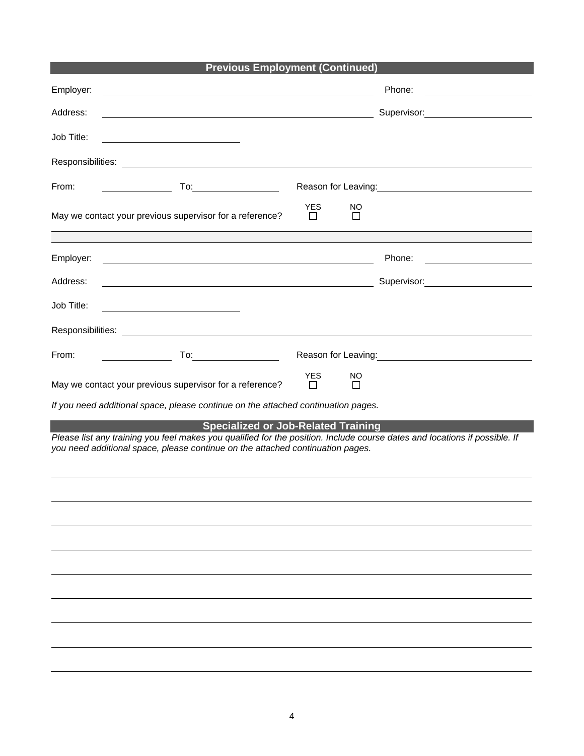## Previous Employment (Continued)

Employer: ______________________________ Phone: ______________

Address: ______________________________ Supervisor: ______________

Job Title: ______________

Responsibilities: ______________________________________________

From: __________ To: __________ Reason for Leaving: ______________

May we contact your previous supervisor for a reference? YES ☐ NO ☐

---

Employer: ______________________________ Phone: ______________

Address: ______________________________ Supervisor: ______________

Job Title: ______________

Responsibilities: ______________________________________________

From: __________ To: __________ Reason for Leaving: ______________

May we contact your previous supervisor for a reference? YES ☐ NO ☐

*If you need additional space, please continue on the attached continuation pages.*

## Specialized or Job-Related Training

*Please list any training you feel makes you qualified for the position. Include course dates and locations if possible. If you need additional space, please continue on the attached continuation pages.*

______________________________________________

______________________________________________

______________________________________________

______________________________________________

______________________________________________

______________________________________________

______________________________________________

______________________________________________

______________________________________________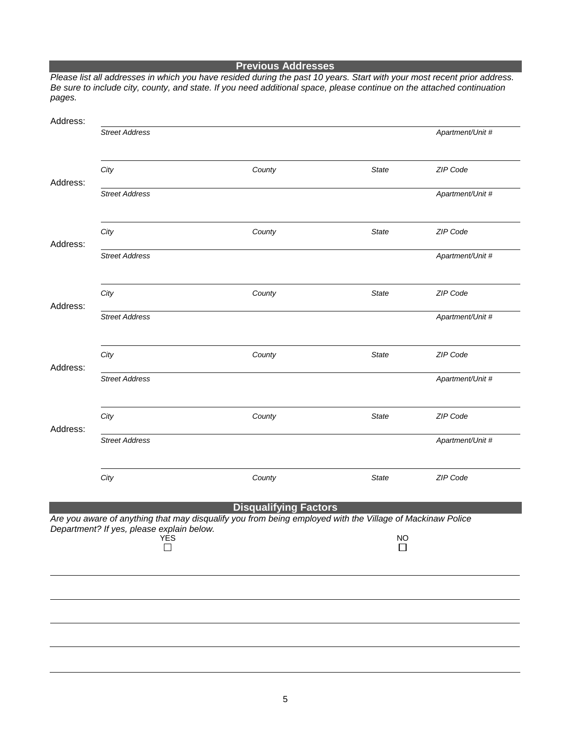## Previous Addresses

*Please list all addresses in which you have resided during the past 10 years. Start with your most recent prior address. Be sure to include city, county, and state. If you need additional space, please continue on the attached continuation pages.*

Address:

| *Street Address* | | | *Apartment/Unit #* |
|---|---|---|---|
| *City* | *County* | *State* | *ZIP Code* |

Address:

| *Street Address* | | | *Apartment/Unit #* |
|---|---|---|---|
| *City* | *County* | *State* | *ZIP Code* |

Address:

| *Street Address* | | | *Apartment/Unit #* |
|---|---|---|---|
| *City* | *County* | *State* | *ZIP Code* |

Address:

| *Street Address* | | | *Apartment/Unit #* |
|---|---|---|---|
| *City* | *County* | *State* | *ZIP Code* |

Address:

| *Street Address* | | | *Apartment/Unit #* |
|---|---|---|---|
| *City* | *County* | *State* | *ZIP Code* |

Address:

| *Street Address* | | | *Apartment/Unit #* |
|---|---|---|---|
| *City* | *County* | *State* | *ZIP Code* |

## Disqualifying Factors

*Are you aware of anything that may disqualify you from being employed with the Village of Mackinaw Police Department? If yes, please explain below.*

YES ☐ NO ☐

______________________________________________________________________

______________________________________________________________________

______________________________________________________________________

______________________________________________________________________

______________________________________________________________________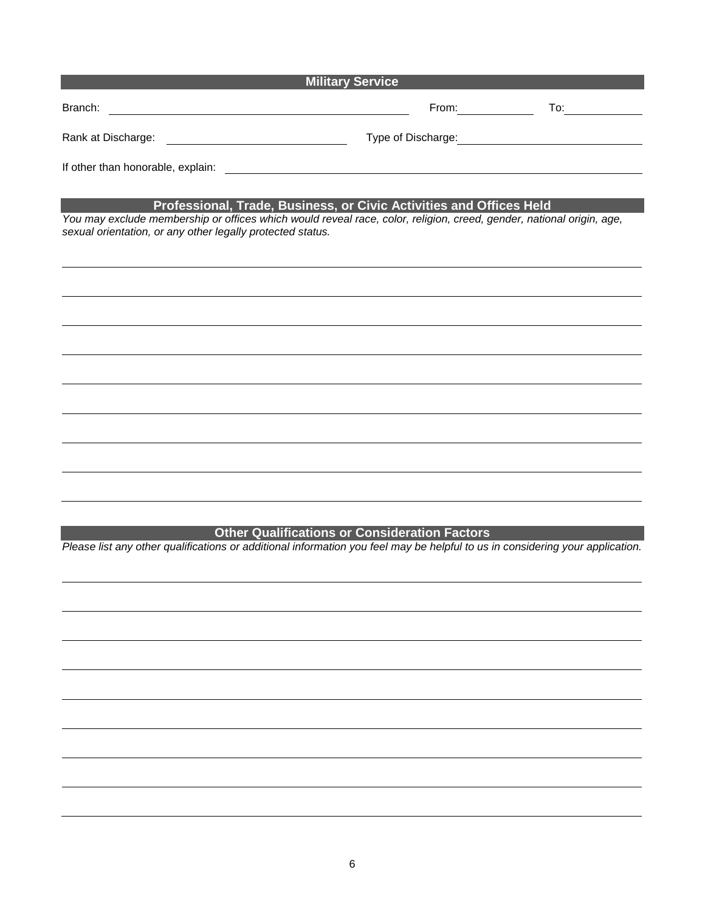## Military Service

Branch: ______________________ From: __________ To: __________

Rank at Discharge: ______________________ Type of Discharge: ______________________

If other than honorable, explain: ______________________

## Professional, Trade, Business, or Civic Activities and Offices Held

*You may exclude membership or offices which would reveal race, color, religion, creed, gender, national origin, age, sexual orientation, or any other legally protected status.*

## Other Qualifications or Consideration Factors

*Please list any other qualifications or additional information you feel may be helpful to us in considering your application.*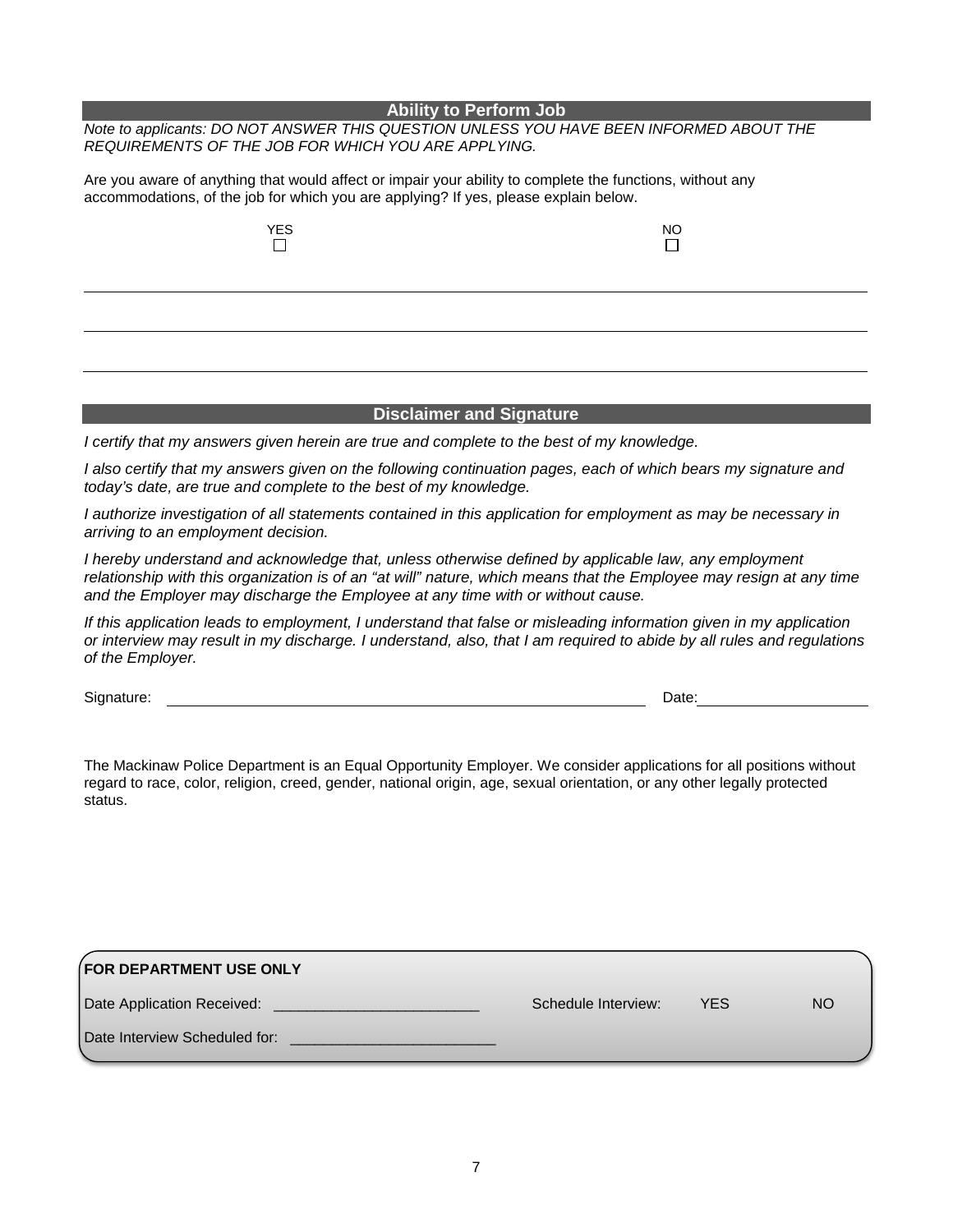## Ability to Perform Job

*Note to applicants: DO NOT ANSWER THIS QUESTION UNLESS YOU HAVE BEEN INFORMED ABOUT THE REQUIREMENTS OF THE JOB FOR WHICH YOU ARE APPLYING.*

Are you aware of anything that would affect or impair your ability to complete the functions, without any accommodations, of the job for which you are applying? If yes, please explain below.

YES ☐ NO ☐

___

___

___

## Disclaimer and Signature

*I certify that my answers given herein are true and complete to the best of my knowledge.*

*I also certify that my answers given on the following continuation pages, each of which bears my signature and today's date, are true and complete to the best of my knowledge.*

*I authorize investigation of all statements contained in this application for employment as may be necessary in arriving to an employment decision.*

*I hereby understand and acknowledge that, unless otherwise defined by applicable law, any employment relationship with this organization is of an "at will" nature, which means that the Employee may resign at any time and the Employer may discharge the Employee at any time with or without cause.*

*If this application leads to employment, I understand that false or misleading information given in my application or interview may result in my discharge. I understand, also, that I am required to abide by all rules and regulations of the Employer.*

Signature: ______________________________ Date: ______________

The Mackinaw Police Department is an Equal Opportunity Employer. We consider applications for all positions without regard to race, color, religion, creed, gender, national origin, age, sexual orientation, or any other legally protected status.

**FOR DEPARTMENT USE ONLY**

Date Application Received: _________________________ Schedule Interview: YES NO

Date Interview Scheduled for: _________________________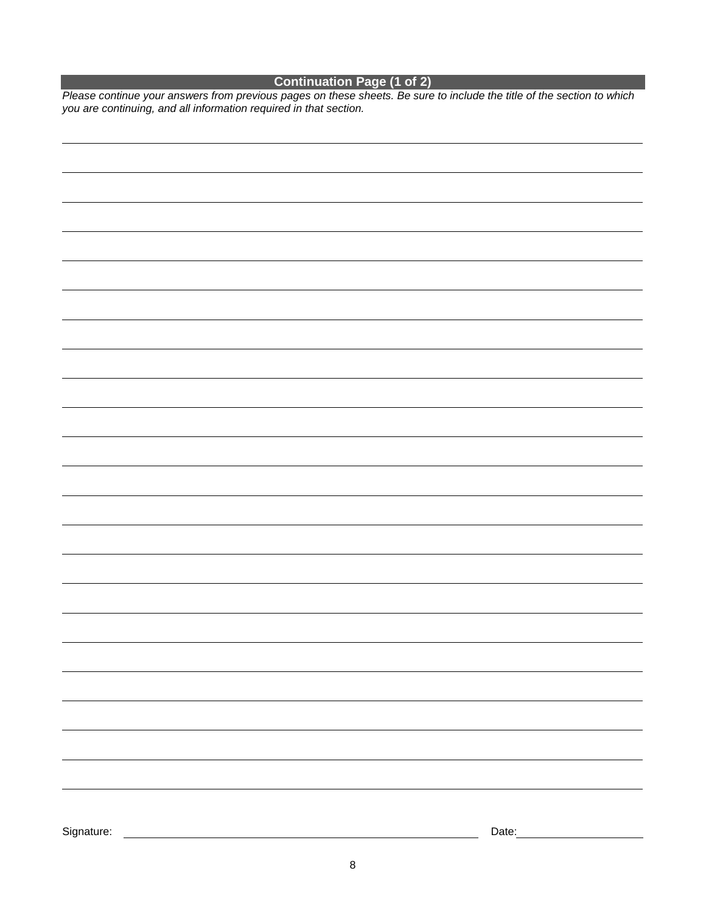## Continuation Page (1 of 2)

*Please continue your answers from previous pages on these sheets. Be sure to include the title of the section to which you are continuing, and all information required in that section.*

Signature: \_\_\_\_\_\_\_\_\_\_\_\_\_\_\_\_\_\_\_\_\_\_\_\_\_\_\_\_\_\_\_\_\_\_\_\_\_\_\_\_ Date: \_\_\_\_\_\_\_\_\_\_\_\_\_\_\_\_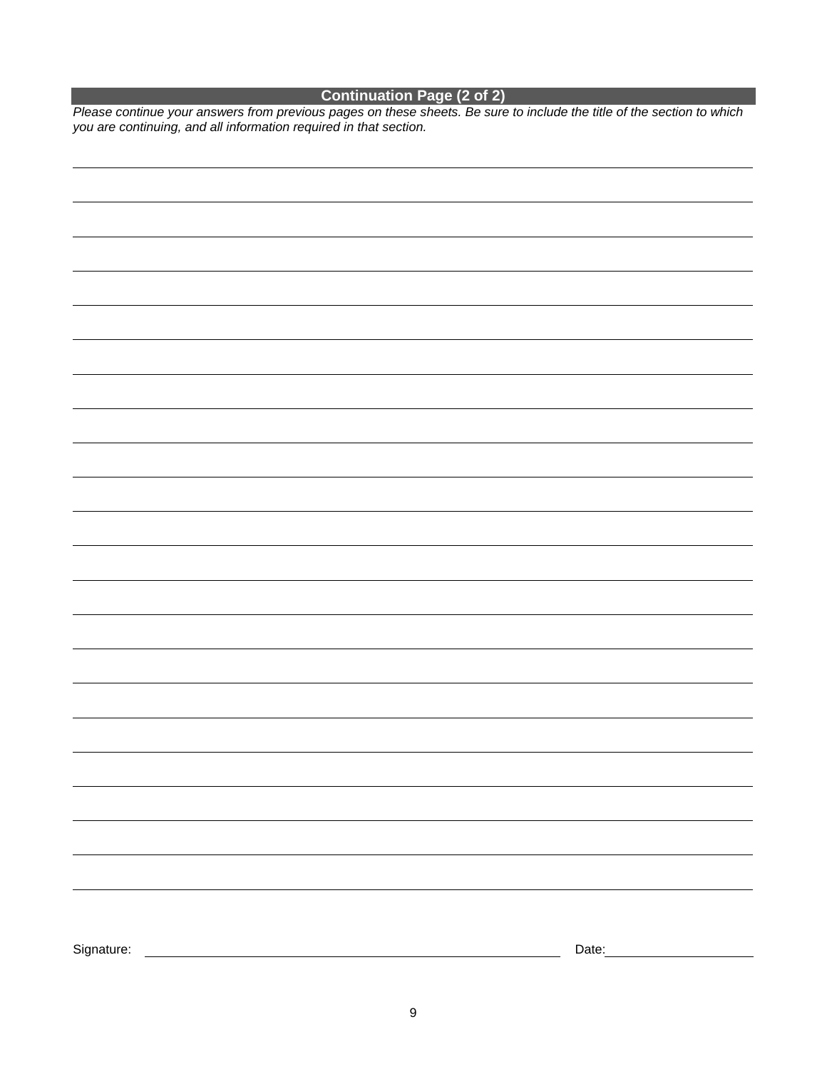## Continuation Page (2 of 2)

*Please continue your answers from previous pages on these sheets. Be sure to include the title of the section to which you are continuing, and all information required in that section.*

Signature: ______________________________ Date: ______________